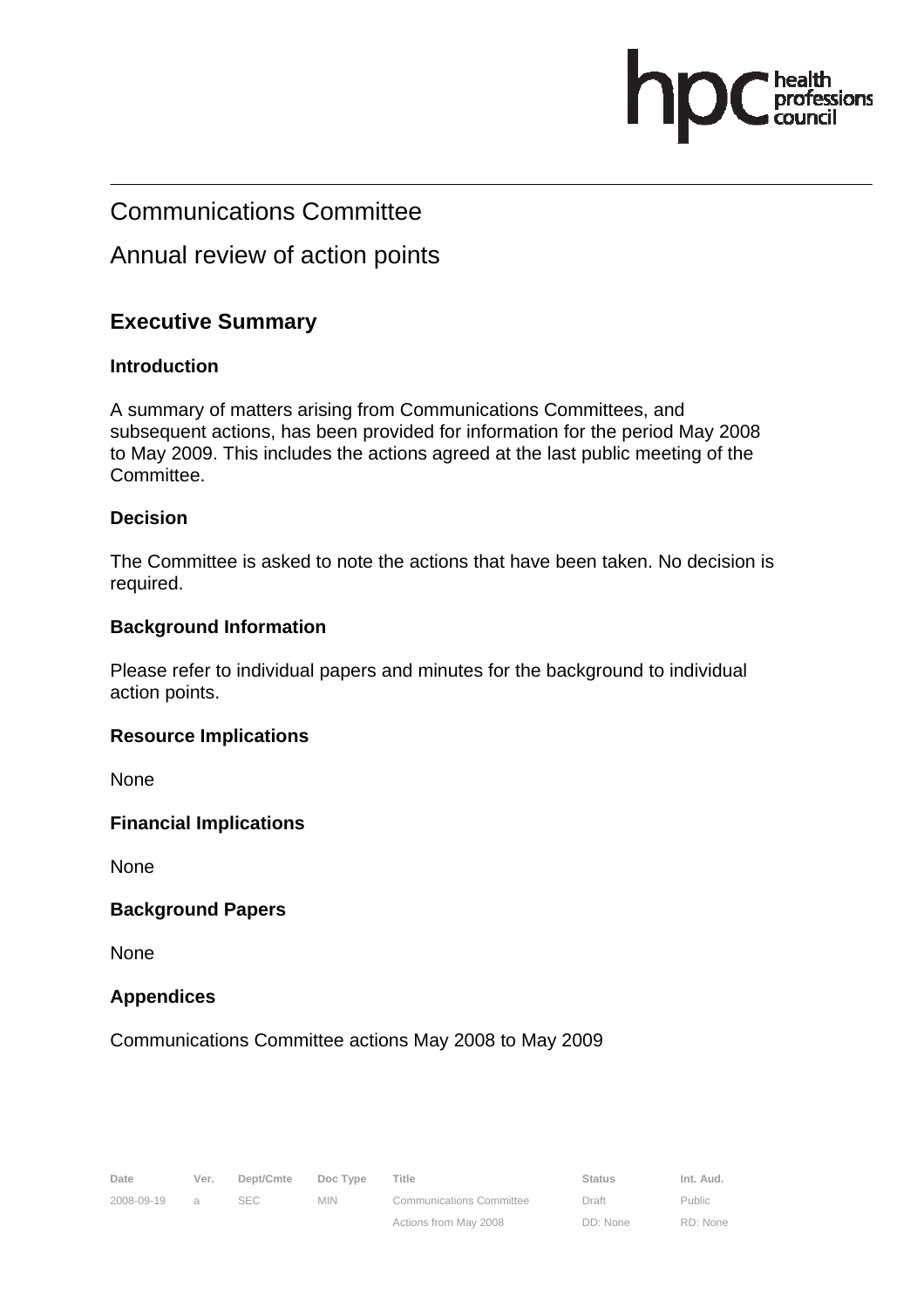# Communications Committee

# Annual review of action points

## Executive Summary

### Introduction

A summary of matters arising from Communications Committees, and subsequent actions, has been provided for information for the period May 2008 to May 2009. This includes the actions agreed at the last public meeting of the Committee.

### Decision

The Committee is asked to note the actions that have been taken. No decision is required.

### Background Information

Please refer to individual papers and minutes for the background to individual action points.

### Resource Implications

None

### Financial Implications

None

### Background Papers

None

### Appendices

Communications Committee actions May 2008 to May 2009

| Date | Ver. | Dept/Cmte | Doc Type | Title | Status | Int. Aud. |
|---|---|---|---|---|---|---|
| 2008-09-19 | a | SEC | MIN | Communications Committee Actions from May 2008 | Draft DD: None | Public RD: None |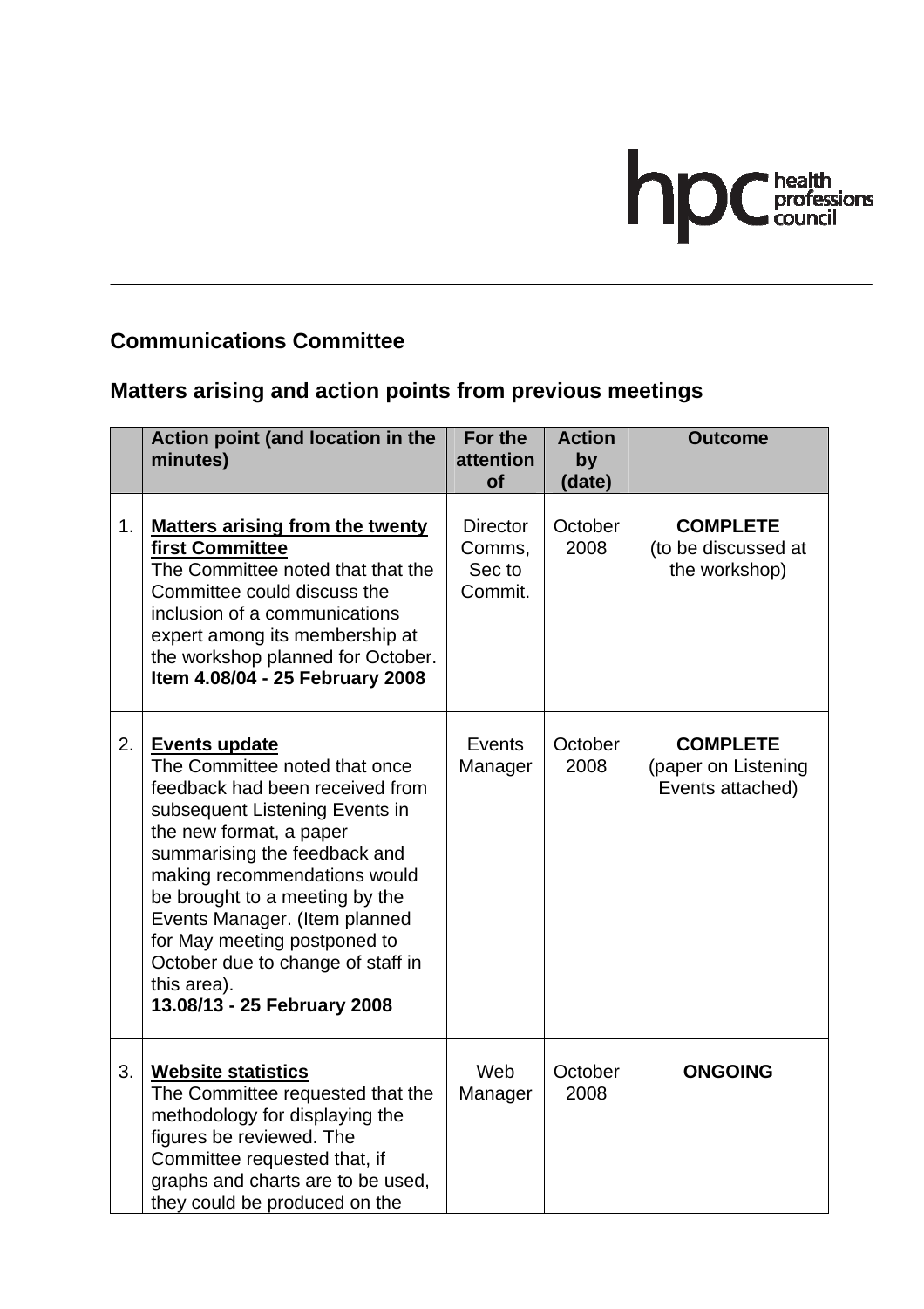## Communications Committee

## Matters arising and action points from previous meetings

| | Action point (and location in the minutes) | For the attention of | Action by (date) | Outcome |
|---|---|---|---|---|
| 1. | **Matters arising from the twenty first Committee**<br>The Committee noted that that the Committee could discuss the inclusion of a communications expert among its membership at the workshop planned for October.<br>**Item 4.08/04 - 25 February 2008** | Director Comms, Sec to Commit. | October 2008 | **COMPLETE**<br>(to be discussed at the workshop) |
| 2. | **Events update**<br>The Committee noted that once feedback had been received from subsequent Listening Events in the new format, a paper summarising the feedback and making recommendations would be brought to a meeting by the Events Manager. (Item planned for May meeting postponed to October due to change of staff in this area).<br>**13.08/13 - 25 February 2008** | Events Manager | October 2008 | **COMPLETE**<br>(paper on Listening Events attached) |
| 3. | **Website statistics**<br>The Committee requested that the methodology for displaying the figures be reviewed. The Committee requested that, if graphs and charts are to be used, they could be produced on the | Web Manager | October 2008 | **ONGOING** |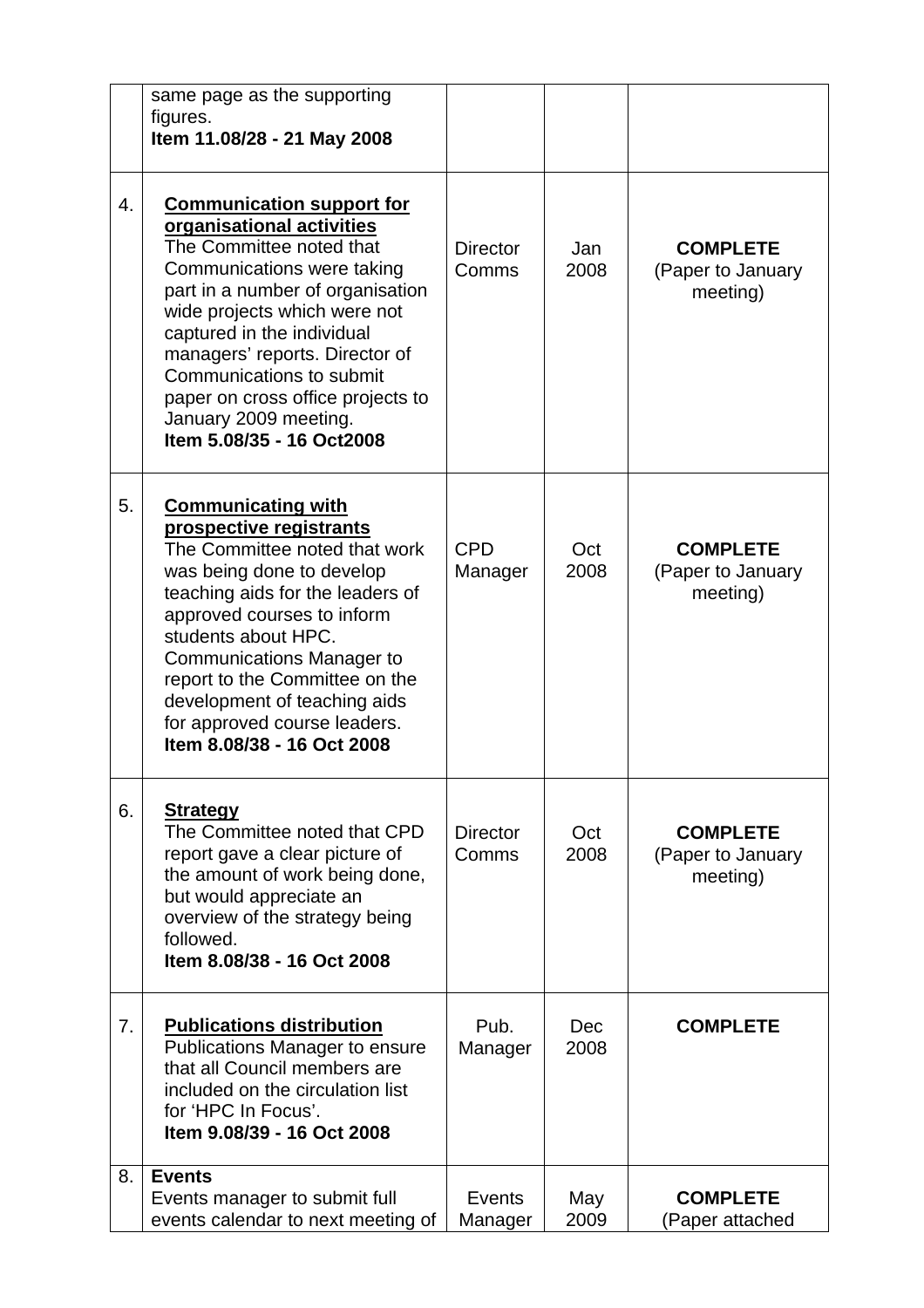|  |  |  |  |  |
|---|---|---|---|---|
|  | same page as the supporting figures.<br>**Item 11.08/28 - 21 May 2008** |  |  |  |
| 4. | **<u>Communication support for organisational activities</u>**<br>The Committee noted that Communications were taking part in a number of organisation wide projects which were not captured in the individual managers' reports. Director of Communications to submit paper on cross office projects to January 2009 meeting.<br>**Item 5.08/35 - 16 Oct2008** | Director Comms | Jan 2008 | **COMPLETE**<br>(Paper to January meeting) |
| 5. | **<u>Communicating with prospective registrants</u>**<br>The Committee noted that work was being done to develop teaching aids for the leaders of approved courses to inform students about HPC. Communications Manager to report to the Committee on the development of teaching aids for approved course leaders.<br>**Item 8.08/38 - 16 Oct 2008** | CPD Manager | Oct 2008 | **COMPLETE**<br>(Paper to January meeting) |
| 6. | **<u>Strategy</u>**<br>The Committee noted that CPD report gave a clear picture of the amount of work being done, but would appreciate an overview of the strategy being followed.<br>**Item 8.08/38 - 16 Oct 2008** | Director Comms | Oct 2008 | **COMPLETE**<br>(Paper to January meeting) |
| 7. | **<u>Publications distribution</u>**<br>Publications Manager to ensure that all Council members are included on the circulation list for 'HPC In Focus'.<br>**Item 9.08/39 - 16 Oct 2008** | Pub. Manager | Dec 2008 | **COMPLETE** |
| 8. | **Events**<br>Events manager to submit full events calendar to next meeting of | Events Manager | May 2009 | **COMPLETE**<br>(Paper attached |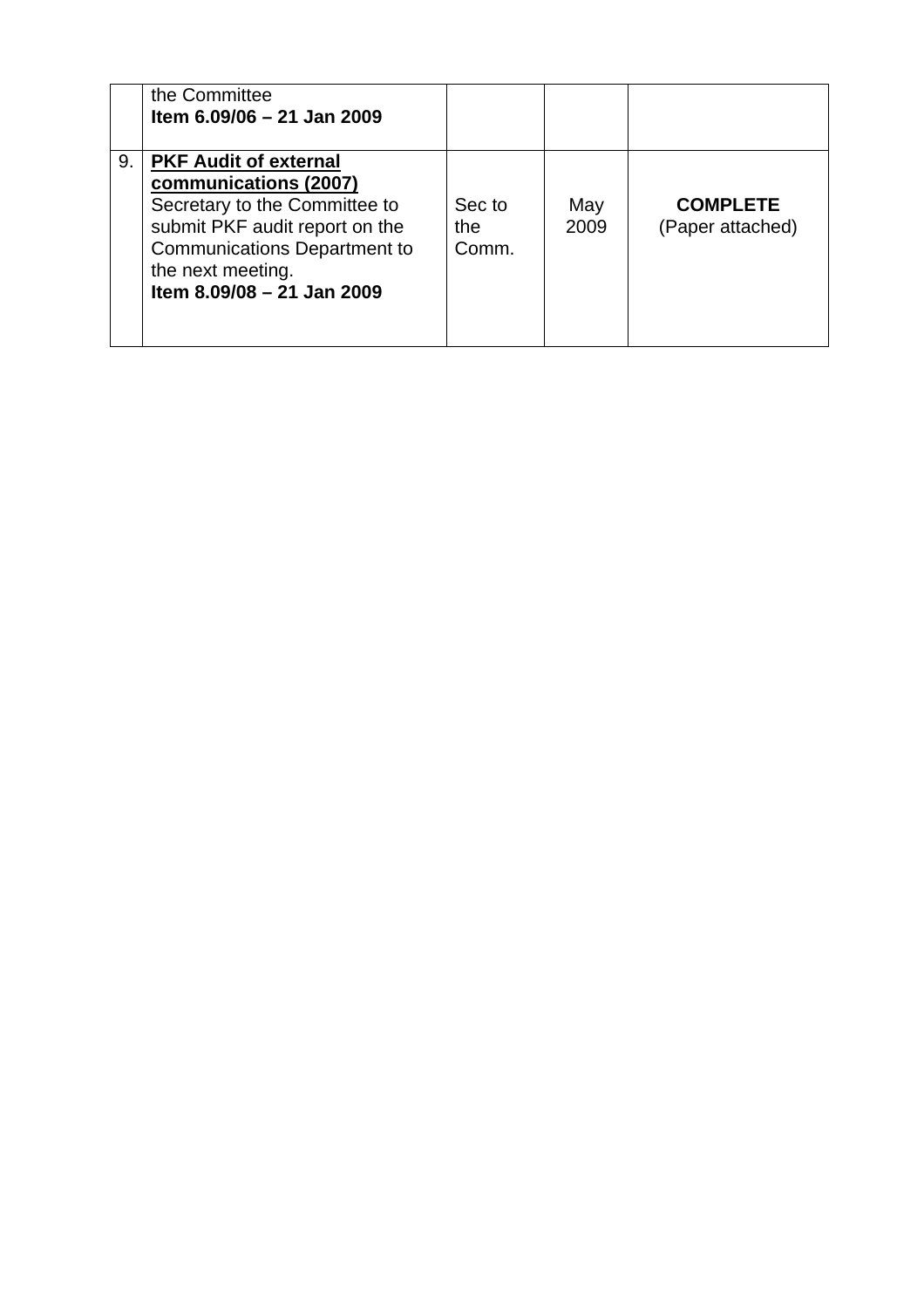| | | | | |
|---|---|---|---|---|
| | the Committee<br>**Item 6.09/06 – 21 Jan 2009** | | | |
| 9. | **<u>PKF Audit of external communications (2007)</u>**<br>Secretary to the Committee to submit PKF audit report on the Communications Department to the next meeting.<br>**Item 8.09/08 – 21 Jan 2009** | Sec to the Comm. | May 2009 | **COMPLETE**<br>(Paper attached) |